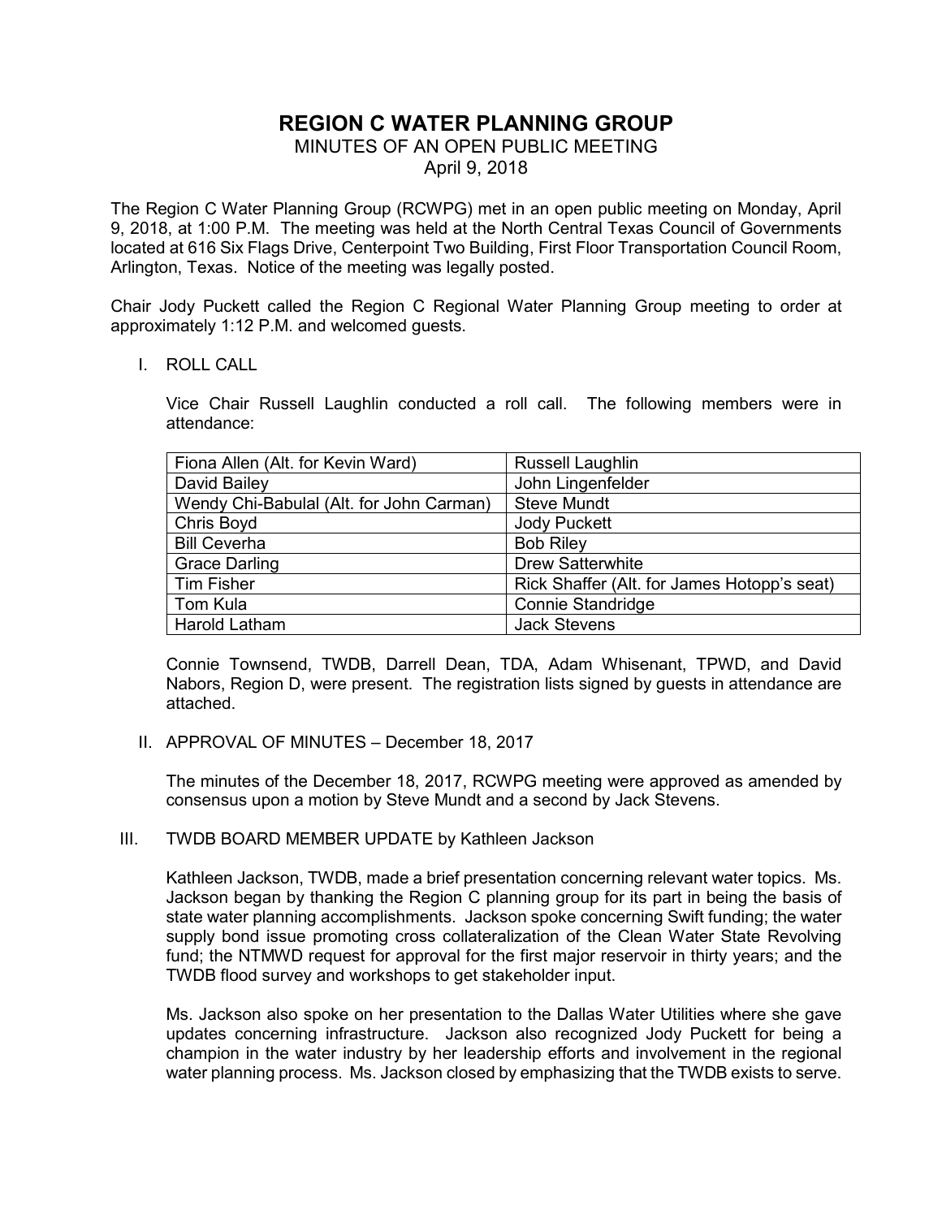# REGION C WATER PLANNING GROUP

MINUTES OF AN OPEN PUBLIC MEETING

April 9, 2018

The Region C Water Planning Group (RCWPG) met in an open public meeting on Monday, April 9, 2018, at 1:00 P.M. The meeting was held at the North Central Texas Council of Governments located at 616 Six Flags Drive, Centerpoint Two Building, First Floor Transportation Council Room, Arlington, Texas. Notice of the meeting was legally posted.

Chair Jody Puckett called the Region C Regional Water Planning Group meeting to order at approximately 1:12 P.M. and welcomed guests.

I. ROLL CALL

Vice Chair Russell Laughlin conducted a roll call. The following members were in attendance:

| | |
|---|---|
| Fiona Allen (Alt. for Kevin Ward) | Russell Laughlin |
| David Bailey | John Lingenfelder |
| Wendy Chi-Babulal (Alt. for John Carman) | Steve Mundt |
| Chris Boyd | Jody Puckett |
| Bill Ceverha | Bob Riley |
| Grace Darling | Drew Satterwhite |
| Tim Fisher | Rick Shaffer (Alt. for James Hotopp's seat) |
| Tom Kula | Connie Standridge |
| Harold Latham | Jack Stevens |

Connie Townsend, TWDB, Darrell Dean, TDA, Adam Whisenant, TPWD, and David Nabors, Region D, were present. The registration lists signed by guests in attendance are attached.

II. APPROVAL OF MINUTES – December 18, 2017

The minutes of the December 18, 2017, RCWPG meeting were approved as amended by consensus upon a motion by Steve Mundt and a second by Jack Stevens.

III. TWDB BOARD MEMBER UPDATE by Kathleen Jackson

Kathleen Jackson, TWDB, made a brief presentation concerning relevant water topics. Ms. Jackson began by thanking the Region C planning group for its part in being the basis of state water planning accomplishments. Jackson spoke concerning Swift funding; the water supply bond issue promoting cross collateralization of the Clean Water State Revolving fund; the NTMWD request for approval for the first major reservoir in thirty years; and the TWDB flood survey and workshops to get stakeholder input.

Ms. Jackson also spoke on her presentation to the Dallas Water Utilities where she gave updates concerning infrastructure. Jackson also recognized Jody Puckett for being a champion in the water industry by her leadership efforts and involvement in the regional water planning process. Ms. Jackson closed by emphasizing that the TWDB exists to serve.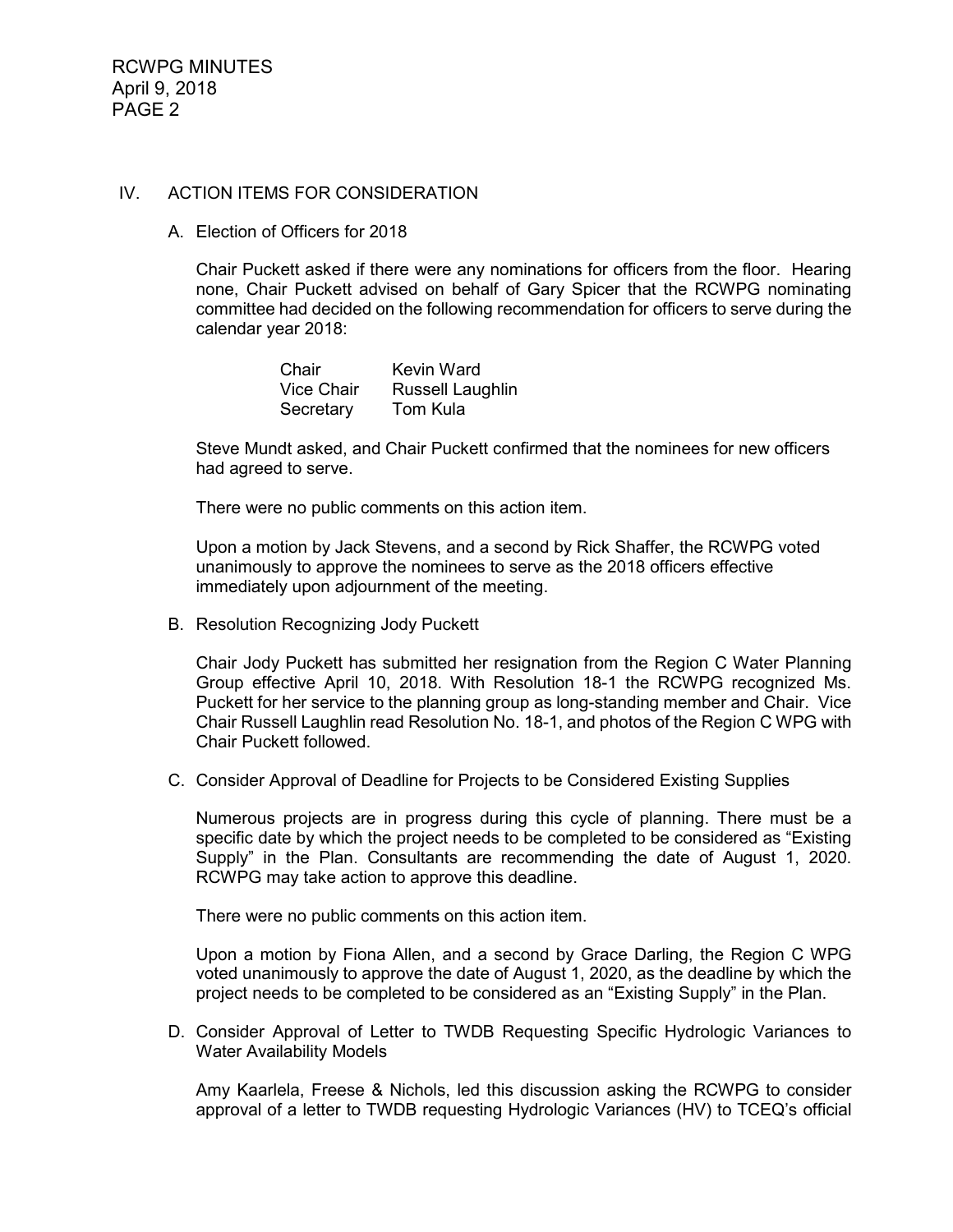## IV. ACTION ITEMS FOR CONSIDERATION

### A. Election of Officers for 2018

Chair Puckett asked if there were any nominations for officers from the floor. Hearing none, Chair Puckett advised on behalf of Gary Spicer that the RCWPG nominating committee had decided on the following recommendation for officers to serve during the calendar year 2018:

| | |
|---|---|
| Chair | Kevin Ward |
| Vice Chair | Russell Laughlin |
| Secretary | Tom Kula |

Steve Mundt asked, and Chair Puckett confirmed that the nominees for new officers had agreed to serve.

There were no public comments on this action item.

Upon a motion by Jack Stevens, and a second by Rick Shaffer, the RCWPG voted unanimously to approve the nominees to serve as the 2018 officers effective immediately upon adjournment of the meeting.

### B. Resolution Recognizing Jody Puckett

Chair Jody Puckett has submitted her resignation from the Region C Water Planning Group effective April 10, 2018. With Resolution 18-1 the RCWPG recognized Ms. Puckett for her service to the planning group as long-standing member and Chair. Vice Chair Russell Laughlin read Resolution No. 18-1, and photos of the Region C WPG with Chair Puckett followed.

### C. Consider Approval of Deadline for Projects to be Considered Existing Supplies

Numerous projects are in progress during this cycle of planning. There must be a specific date by which the project needs to be completed to be considered as "Existing Supply" in the Plan. Consultants are recommending the date of August 1, 2020. RCWPG may take action to approve this deadline.

There were no public comments on this action item.

Upon a motion by Fiona Allen, and a second by Grace Darling, the Region C WPG voted unanimously to approve the date of August 1, 2020, as the deadline by which the project needs to be completed to be considered as an "Existing Supply" in the Plan.

### D. Consider Approval of Letter to TWDB Requesting Specific Hydrologic Variances to Water Availability Models

Amy Kaarlela, Freese & Nichols, led this discussion asking the RCWPG to consider approval of a letter to TWDB requesting Hydrologic Variances (HV) to TCEQ's official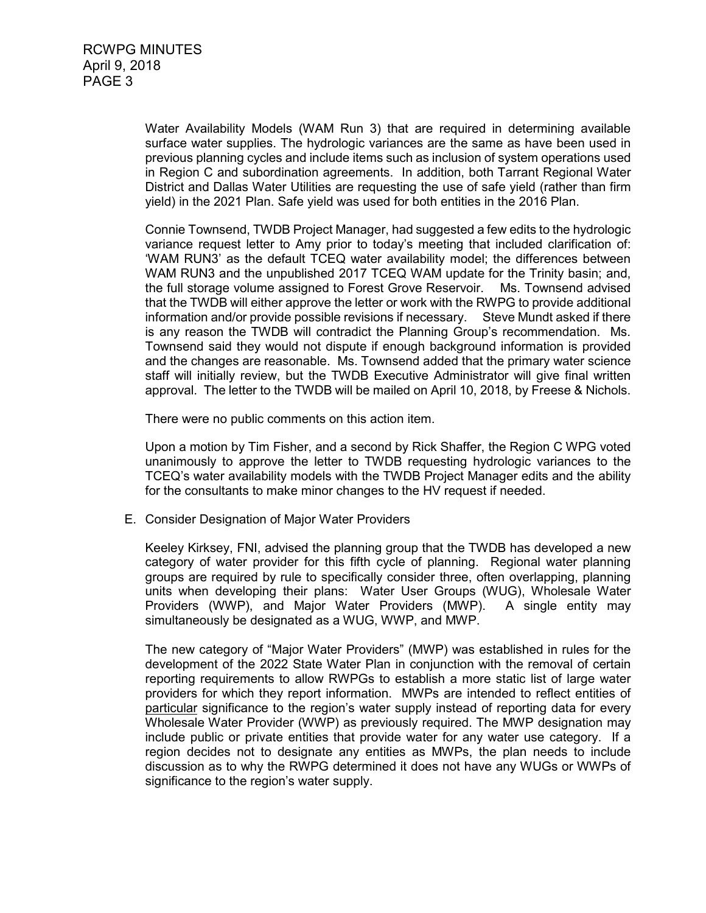Water Availability Models (WAM Run 3) that are required in determining available surface water supplies. The hydrologic variances are the same as have been used in previous planning cycles and include items such as inclusion of system operations used in Region C and subordination agreements. In addition, both Tarrant Regional Water District and Dallas Water Utilities are requesting the use of safe yield (rather than firm yield) in the 2021 Plan. Safe yield was used for both entities in the 2016 Plan.

Connie Townsend, TWDB Project Manager, had suggested a few edits to the hydrologic variance request letter to Amy prior to today's meeting that included clarification of: 'WAM RUN3' as the default TCEQ water availability model; the differences between WAM RUN3 and the unpublished 2017 TCEQ WAM update for the Trinity basin; and, the full storage volume assigned to Forest Grove Reservoir. Ms. Townsend advised that the TWDB will either approve the letter or work with the RWPG to provide additional information and/or provide possible revisions if necessary. Steve Mundt asked if there is any reason the TWDB will contradict the Planning Group's recommendation. Ms. Townsend said they would not dispute if enough background information is provided and the changes are reasonable. Ms. Townsend added that the primary water science staff will initially review, but the TWDB Executive Administrator will give final written approval. The letter to the TWDB will be mailed on April 10, 2018, by Freese & Nichols.

There were no public comments on this action item.

Upon a motion by Tim Fisher, and a second by Rick Shaffer, the Region C WPG voted unanimously to approve the letter to TWDB requesting hydrologic variances to the TCEQ's water availability models with the TWDB Project Manager edits and the ability for the consultants to make minor changes to the HV request if needed.

E. Consider Designation of Major Water Providers

Keeley Kirksey, FNI, advised the planning group that the TWDB has developed a new category of water provider for this fifth cycle of planning. Regional water planning groups are required by rule to specifically consider three, often overlapping, planning units when developing their plans: Water User Groups (WUG), Wholesale Water Providers (WWP), and Major Water Providers (MWP). A single entity may simultaneously be designated as a WUG, WWP, and MWP.

The new category of "Major Water Providers" (MWP) was established in rules for the development of the 2022 State Water Plan in conjunction with the removal of certain reporting requirements to allow RWPGs to establish a more static list of large water providers for which they report information. MWPs are intended to reflect entities of particular significance to the region's water supply instead of reporting data for every Wholesale Water Provider (WWP) as previously required. The MWP designation may include public or private entities that provide water for any water use category. If a region decides not to designate any entities as MWPs, the plan needs to include discussion as to why the RWPG determined it does not have any WUGs or WWPs of significance to the region's water supply.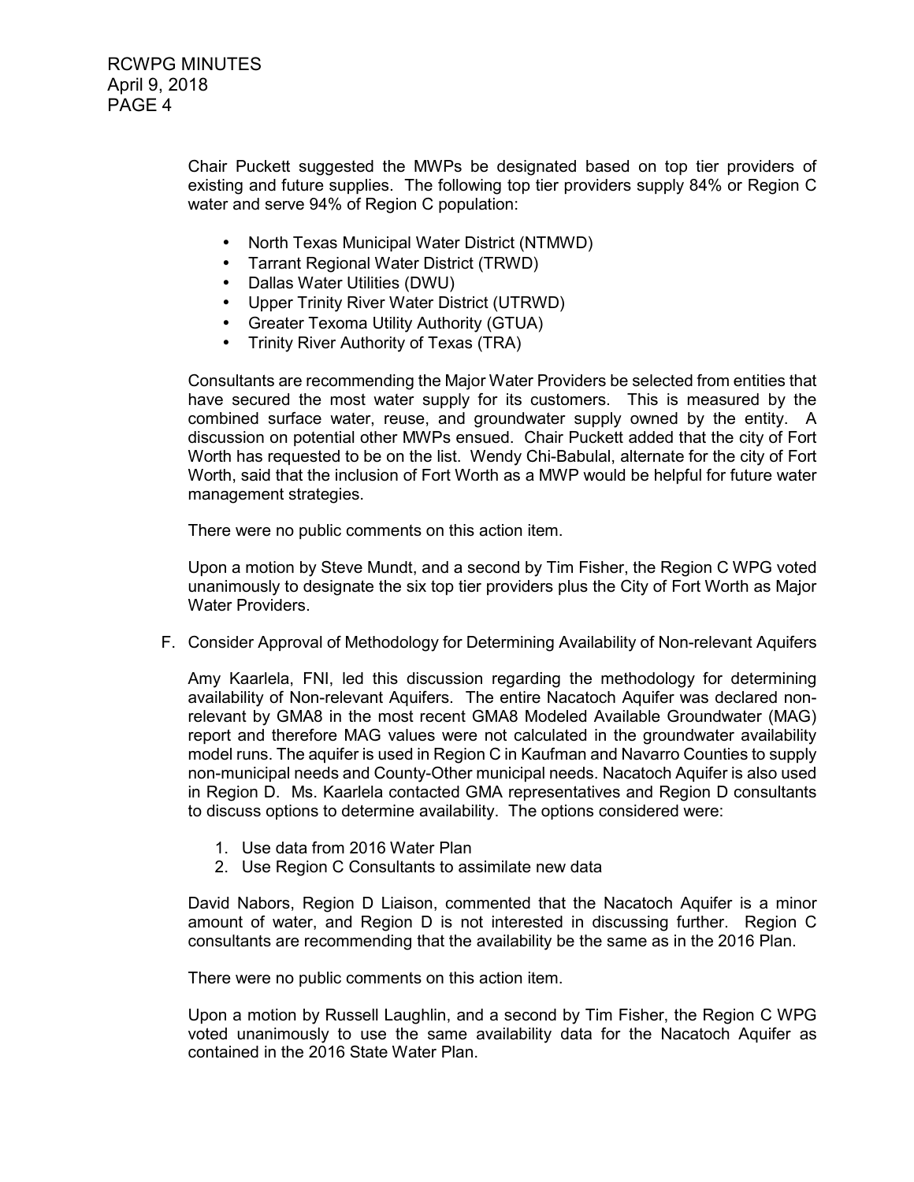Chair Puckett suggested the MWPs be designated based on top tier providers of existing and future supplies. The following top tier providers supply 84% or Region C water and serve 94% of Region C population:

- North Texas Municipal Water District (NTMWD)
- Tarrant Regional Water District (TRWD)
- Dallas Water Utilities (DWU)
- Upper Trinity River Water District (UTRWD)
- Greater Texoma Utility Authority (GTUA)
- Trinity River Authority of Texas (TRA)

Consultants are recommending the Major Water Providers be selected from entities that have secured the most water supply for its customers. This is measured by the combined surface water, reuse, and groundwater supply owned by the entity. A discussion on potential other MWPs ensued. Chair Puckett added that the city of Fort Worth has requested to be on the list. Wendy Chi-Babulal, alternate for the city of Fort Worth, said that the inclusion of Fort Worth as a MWP would be helpful for future water management strategies.

There were no public comments on this action item.

Upon a motion by Steve Mundt, and a second by Tim Fisher, the Region C WPG voted unanimously to designate the six top tier providers plus the City of Fort Worth as Major Water Providers.

F. Consider Approval of Methodology for Determining Availability of Non-relevant Aquifers

Amy Kaarlela, FNI, led this discussion regarding the methodology for determining availability of Non-relevant Aquifers. The entire Nacatoch Aquifer was declared non-relevant by GMA8 in the most recent GMA8 Modeled Available Groundwater (MAG) report and therefore MAG values were not calculated in the groundwater availability model runs. The aquifer is used in Region C in Kaufman and Navarro Counties to supply non-municipal needs and County-Other municipal needs. Nacatoch Aquifer is also used in Region D. Ms. Kaarlela contacted GMA representatives and Region D consultants to discuss options to determine availability. The options considered were:

1. Use data from 2016 Water Plan
2. Use Region C Consultants to assimilate new data

David Nabors, Region D Liaison, commented that the Nacatoch Aquifer is a minor amount of water, and Region D is not interested in discussing further. Region C consultants are recommending that the availability be the same as in the 2016 Plan.

There were no public comments on this action item.

Upon a motion by Russell Laughlin, and a second by Tim Fisher, the Region C WPG voted unanimously to use the same availability data for the Nacatoch Aquifer as contained in the 2016 State Water Plan.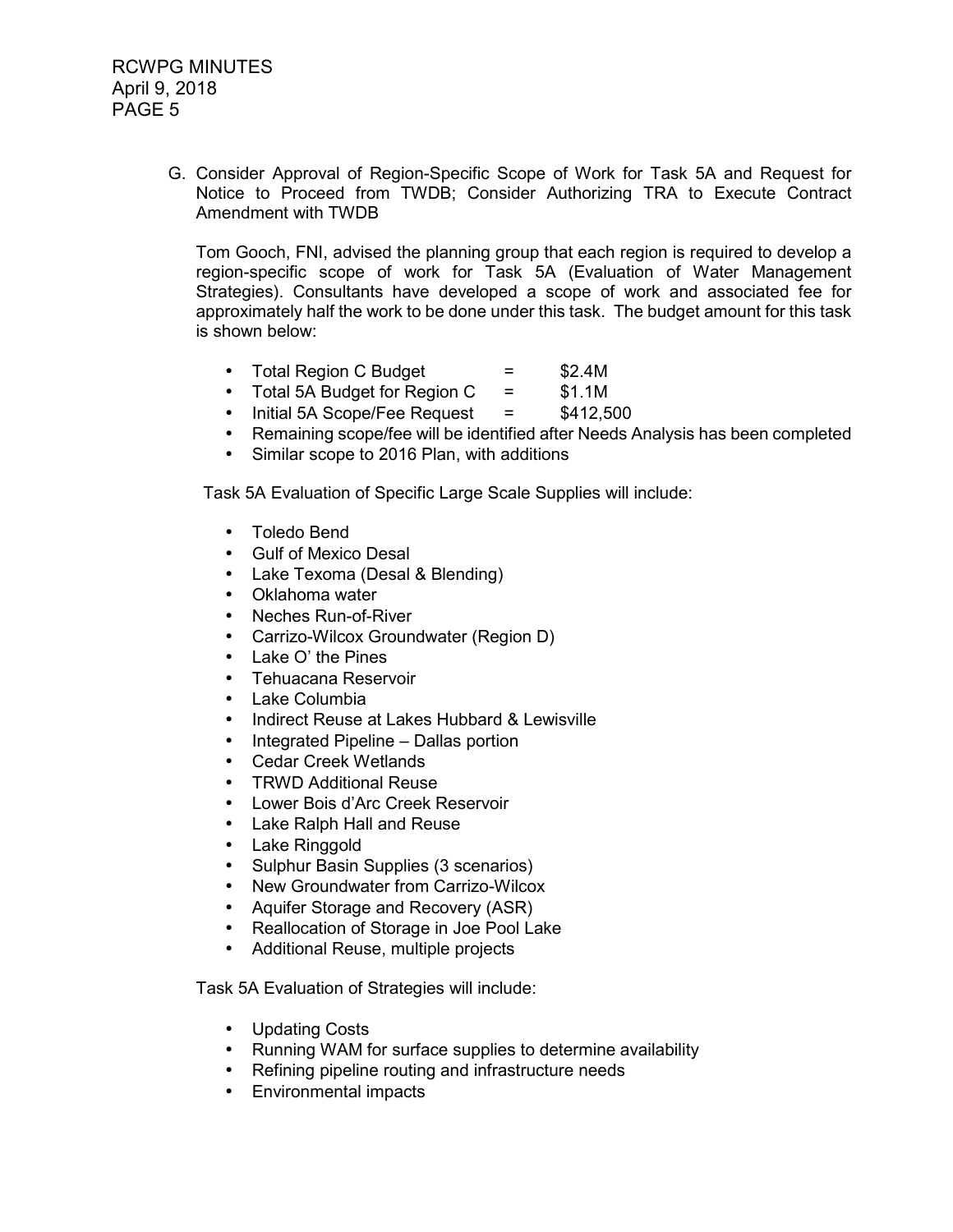G. Consider Approval of Region-Specific Scope of Work for Task 5A and Request for Notice to Proceed from TWDB; Consider Authorizing TRA to Execute Contract Amendment with TWDB

Tom Gooch, FNI, advised the planning group that each region is required to develop a region-specific scope of work for Task 5A (Evaluation of Water Management Strategies). Consultants have developed a scope of work and associated fee for approximately half the work to be done under this task. The budget amount for this task is shown below:

- Total Region C Budget = $2.4M
- Total 5A Budget for Region C = $1.1M
- Initial 5A Scope/Fee Request = $412,500
- Remaining scope/fee will be identified after Needs Analysis has been completed
- Similar scope to 2016 Plan, with additions

Task 5A Evaluation of Specific Large Scale Supplies will include:

- Toledo Bend
- Gulf of Mexico Desal
- Lake Texoma (Desal & Blending)
- Oklahoma water
- Neches Run-of-River
- Carrizo-Wilcox Groundwater (Region D)
- Lake O' the Pines
- Tehuacana Reservoir
- Lake Columbia
- Indirect Reuse at Lakes Hubbard & Lewisville
- Integrated Pipeline – Dallas portion
- Cedar Creek Wetlands
- TRWD Additional Reuse
- Lower Bois d'Arc Creek Reservoir
- Lake Ralph Hall and Reuse
- Lake Ringgold
- Sulphur Basin Supplies (3 scenarios)
- New Groundwater from Carrizo-Wilcox
- Aquifer Storage and Recovery (ASR)
- Reallocation of Storage in Joe Pool Lake
- Additional Reuse, multiple projects

Task 5A Evaluation of Strategies will include:

- Updating Costs
- Running WAM for surface supplies to determine availability
- Refining pipeline routing and infrastructure needs
- Environmental impacts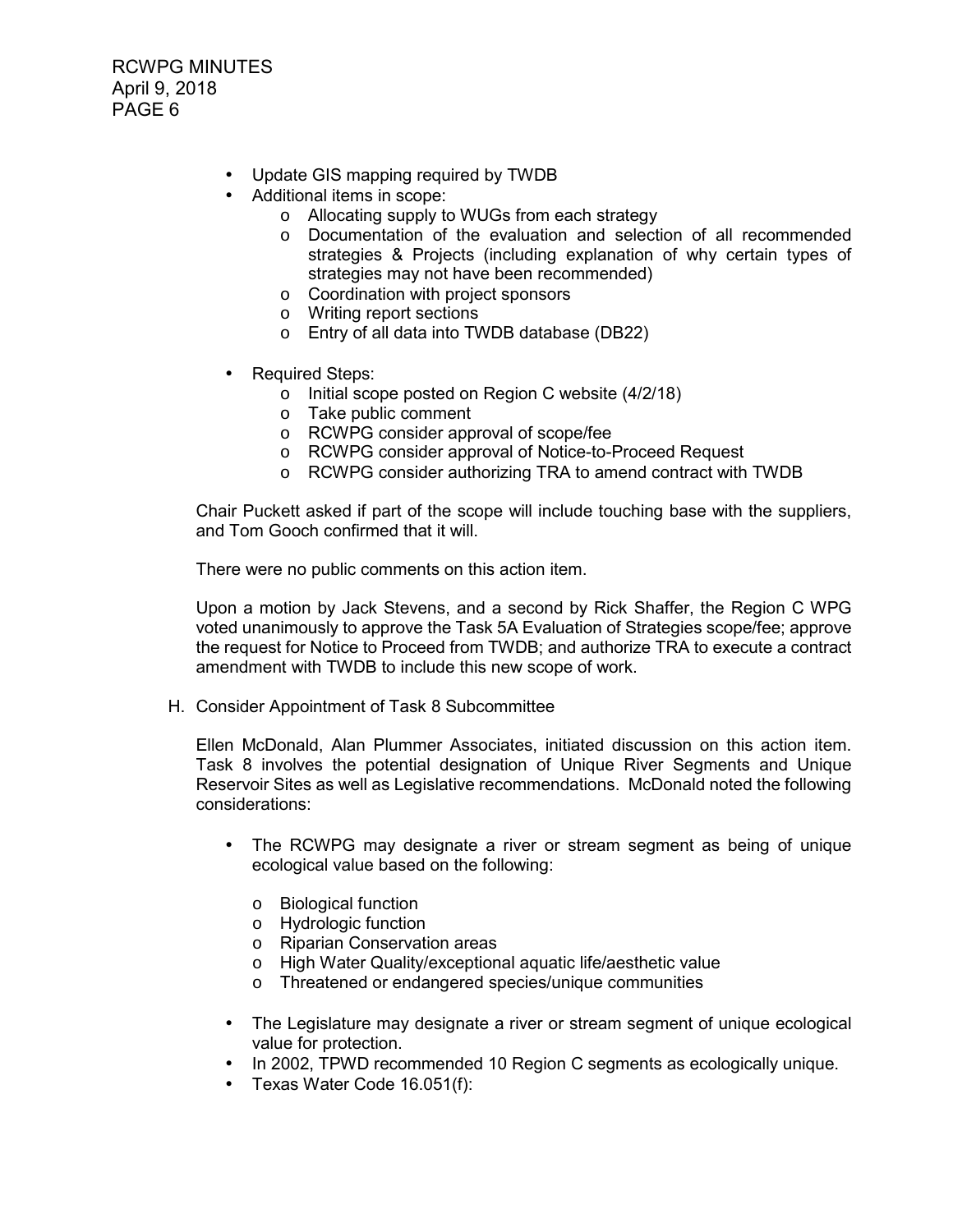- Update GIS mapping required by TWDB
- Additional items in scope:
    - Allocating supply to WUGs from each strategy
    - Documentation of the evaluation and selection of all recommended strategies & Projects (including explanation of why certain types of strategies may not have been recommended)
    - Coordination with project sponsors
    - Writing report sections
    - Entry of all data into TWDB database (DB22)

- Required Steps:
    - Initial scope posted on Region C website (4/2/18)
    - Take public comment
    - RCWPG consider approval of scope/fee
    - RCWPG consider approval of Notice-to-Proceed Request
    - RCWPG consider authorizing TRA to amend contract with TWDB

Chair Puckett asked if part of the scope will include touching base with the suppliers, and Tom Gooch confirmed that it will.

There were no public comments on this action item.

Upon a motion by Jack Stevens, and a second by Rick Shaffer, the Region C WPG voted unanimously to approve the Task 5A Evaluation of Strategies scope/fee; approve the request for Notice to Proceed from TWDB; and authorize TRA to execute a contract amendment with TWDB to include this new scope of work.

H. Consider Appointment of Task 8 Subcommittee

Ellen McDonald, Alan Plummer Associates, initiated discussion on this action item. Task 8 involves the potential designation of Unique River Segments and Unique Reservoir Sites as well as Legislative recommendations. McDonald noted the following considerations:

- The RCWPG may designate a river or stream segment as being of unique ecological value based on the following:

    - Biological function
    - Hydrologic function
    - Riparian Conservation areas
    - High Water Quality/exceptional aquatic life/aesthetic value
    - Threatened or endangered species/unique communities

- The Legislature may designate a river or stream segment of unique ecological value for protection.
- In 2002, TPWD recommended 10 Region C segments as ecologically unique.
- Texas Water Code 16.051(f):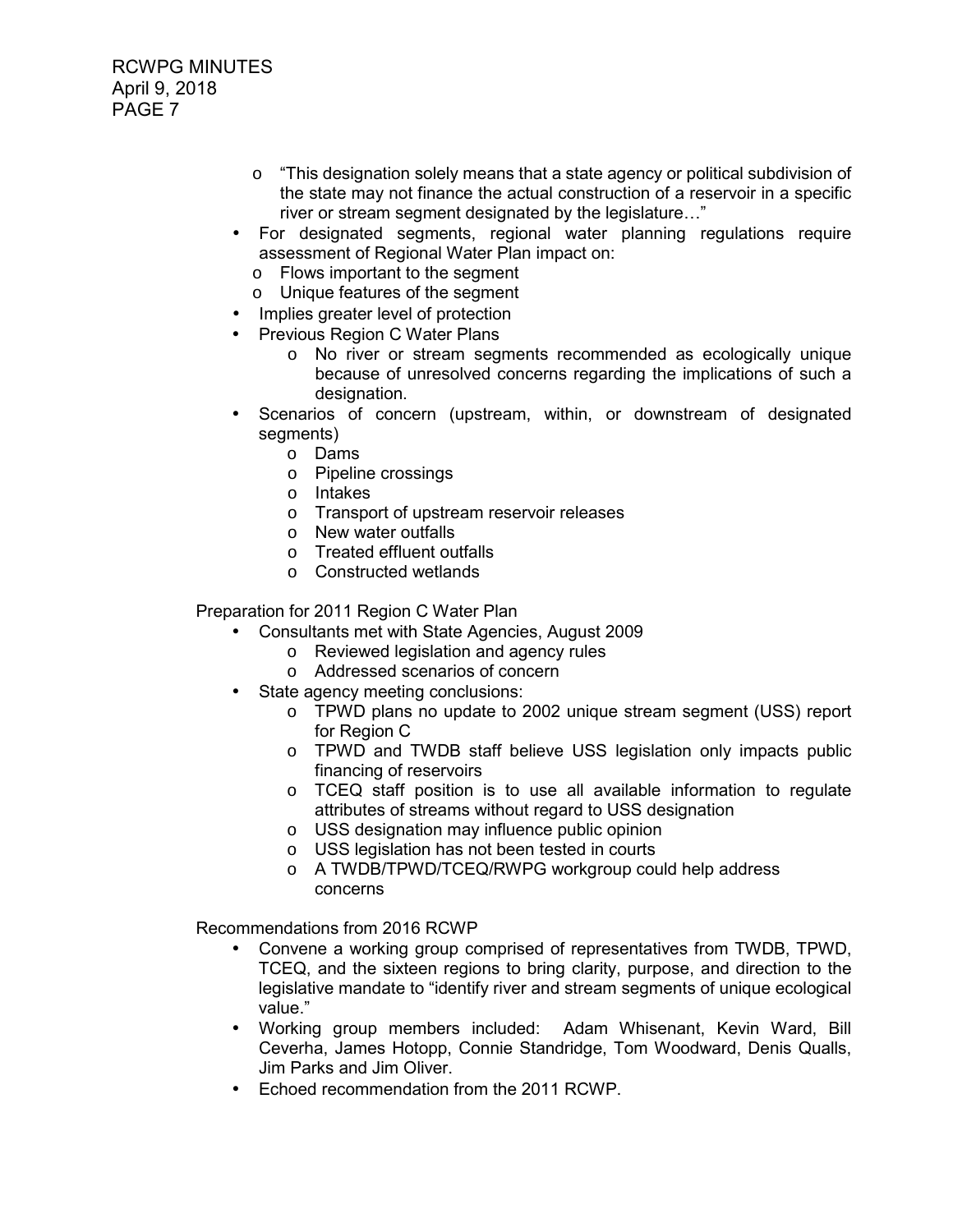- "This designation solely means that a state agency or political subdivision of the state may not finance the actual construction of a reservoir in a specific river or stream segment designated by the legislature…"
- For designated segments, regional water planning regulations require assessment of Regional Water Plan impact on:
  - Flows important to the segment
  - Unique features of the segment
- Implies greater level of protection
- Previous Region C Water Plans
  - No river or stream segments recommended as ecologically unique because of unresolved concerns regarding the implications of such a designation.
- Scenarios of concern (upstream, within, or downstream of designated segments)
  - Dams
  - Pipeline crossings
  - Intakes
  - Transport of upstream reservoir releases
  - New water outfalls
  - Treated effluent outfalls
  - Constructed wetlands

Preparation for 2011 Region C Water Plan

- Consultants met with State Agencies, August 2009
  - Reviewed legislation and agency rules
  - Addressed scenarios of concern
- State agency meeting conclusions:
  - TPWD plans no update to 2002 unique stream segment (USS) report for Region C
  - TPWD and TWDB staff believe USS legislation only impacts public financing of reservoirs
  - TCEQ staff position is to use all available information to regulate attributes of streams without regard to USS designation
  - USS designation may influence public opinion
  - USS legislation has not been tested in courts
  - A TWDB/TPWD/TCEQ/RWPG workgroup could help address concerns

Recommendations from 2016 RCWP

- Convene a working group comprised of representatives from TWDB, TPWD, TCEQ, and the sixteen regions to bring clarity, purpose, and direction to the legislative mandate to "identify river and stream segments of unique ecological value."
- Working group members included: Adam Whisenant, Kevin Ward, Bill Ceverha, James Hotopp, Connie Standridge, Tom Woodward, Denis Qualls, Jim Parks and Jim Oliver.
- Echoed recommendation from the 2011 RCWP.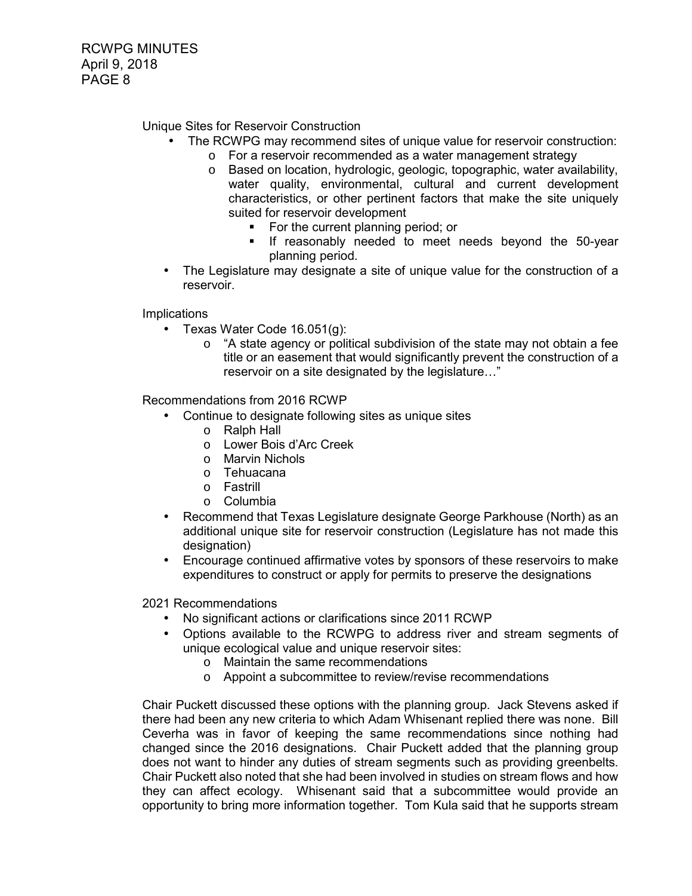Unique Sites for Reservoir Construction

- The RCWPG may recommend sites of unique value for reservoir construction:
  - For a reservoir recommended as a water management strategy
  - Based on location, hydrologic, geologic, topographic, water availability, water quality, environmental, cultural and current development characteristics, or other pertinent factors that make the site uniquely suited for reservoir development
    - For the current planning period; or
    - If reasonably needed to meet needs beyond the 50-year planning period.
- The Legislature may designate a site of unique value for the construction of a reservoir.

Implications

- Texas Water Code 16.051(g):
  - "A state agency or political subdivision of the state may not obtain a fee title or an easement that would significantly prevent the construction of a reservoir on a site designated by the legislature…"

Recommendations from 2016 RCWP

- Continue to designate following sites as unique sites
  - Ralph Hall
  - Lower Bois d'Arc Creek
  - Marvin Nichols
  - Tehuacana
  - Fastrill
  - Columbia
- Recommend that Texas Legislature designate George Parkhouse (North) as an additional unique site for reservoir construction (Legislature has not made this designation)
- Encourage continued affirmative votes by sponsors of these reservoirs to make expenditures to construct or apply for permits to preserve the designations

2021 Recommendations

- No significant actions or clarifications since 2011 RCWP
- Options available to the RCWPG to address river and stream segments of unique ecological value and unique reservoir sites:
  - Maintain the same recommendations
  - Appoint a subcommittee to review/revise recommendations

Chair Puckett discussed these options with the planning group. Jack Stevens asked if there had been any new criteria to which Adam Whisenant replied there was none. Bill Ceverha was in favor of keeping the same recommendations since nothing had changed since the 2016 designations. Chair Puckett added that the planning group does not want to hinder any duties of stream segments such as providing greenbelts. Chair Puckett also noted that she had been involved in studies on stream flows and how they can affect ecology. Whisenant said that a subcommittee would provide an opportunity to bring more information together. Tom Kula said that he supports stream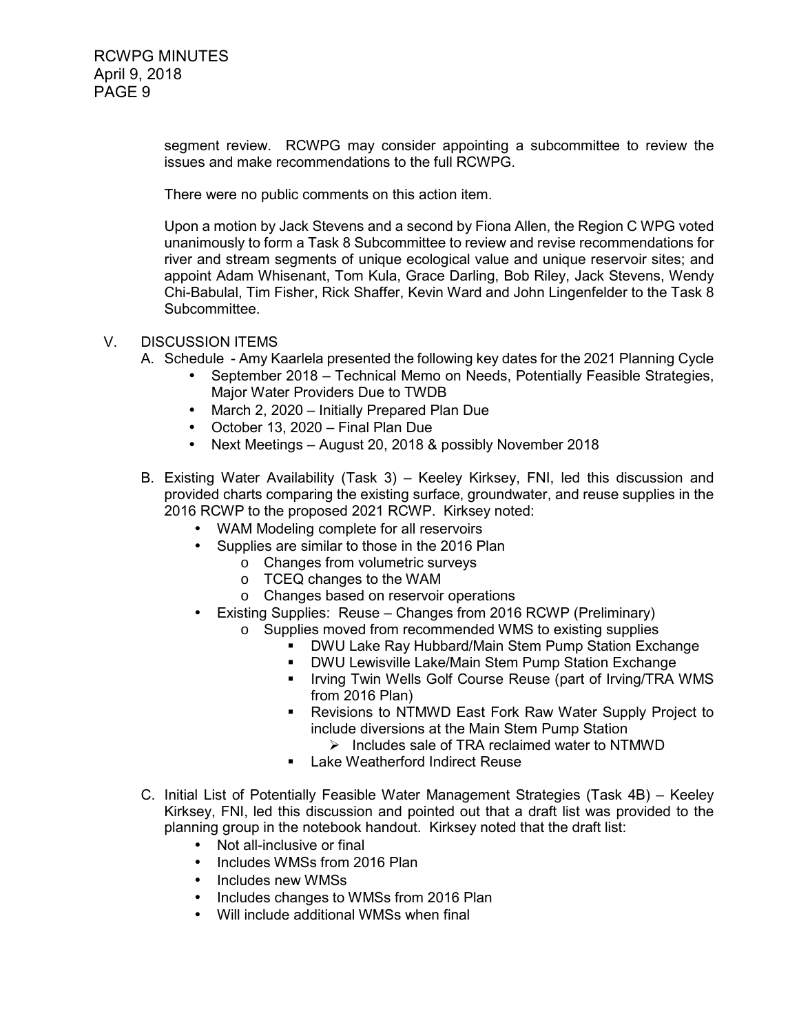segment review. RCWPG may consider appointing a subcommittee to review the issues and make recommendations to the full RCWPG.

There were no public comments on this action item.

Upon a motion by Jack Stevens and a second by Fiona Allen, the Region C WPG voted unanimously to form a Task 8 Subcommittee to review and revise recommendations for river and stream segments of unique ecological value and unique reservoir sites; and appoint Adam Whisenant, Tom Kula, Grace Darling, Bob Riley, Jack Stevens, Wendy Chi-Babulal, Tim Fisher, Rick Shaffer, Kevin Ward and John Lingenfelder to the Task 8 Subcommittee.

V. DISCUSSION ITEMS

A. Schedule - Amy Kaarlela presented the following key dates for the 2021 Planning Cycle
   - September 2018 – Technical Memo on Needs, Potentially Feasible Strategies, Major Water Providers Due to TWDB
   - March 2, 2020 – Initially Prepared Plan Due
   - October 13, 2020 – Final Plan Due
   - Next Meetings – August 20, 2018 & possibly November 2018

B. Existing Water Availability (Task 3) – Keeley Kirksey, FNI, led this discussion and provided charts comparing the existing surface, groundwater, and reuse supplies in the 2016 RCWP to the proposed 2021 RCWP. Kirksey noted:
   - WAM Modeling complete for all reservoirs
   - Supplies are similar to those in the 2016 Plan
     - Changes from volumetric surveys
     - TCEQ changes to the WAM
     - Changes based on reservoir operations
   - Existing Supplies: Reuse – Changes from 2016 RCWP (Preliminary)
     - Supplies moved from recommended WMS to existing supplies
       - DWU Lake Ray Hubbard/Main Stem Pump Station Exchange
       - DWU Lewisville Lake/Main Stem Pump Station Exchange
       - Irving Twin Wells Golf Course Reuse (part of Irving/TRA WMS from 2016 Plan)
       - Revisions to NTMWD East Fork Raw Water Supply Project to include diversions at the Main Stem Pump Station
         - Includes sale of TRA reclaimed water to NTMWD
       - Lake Weatherford Indirect Reuse

C. Initial List of Potentially Feasible Water Management Strategies (Task 4B) – Keeley Kirksey, FNI, led this discussion and pointed out that a draft list was provided to the planning group in the notebook handout. Kirksey noted that the draft list:
   - Not all-inclusive or final
   - Includes WMSs from 2016 Plan
   - Includes new WMSs
   - Includes changes to WMSs from 2016 Plan
   - Will include additional WMSs when final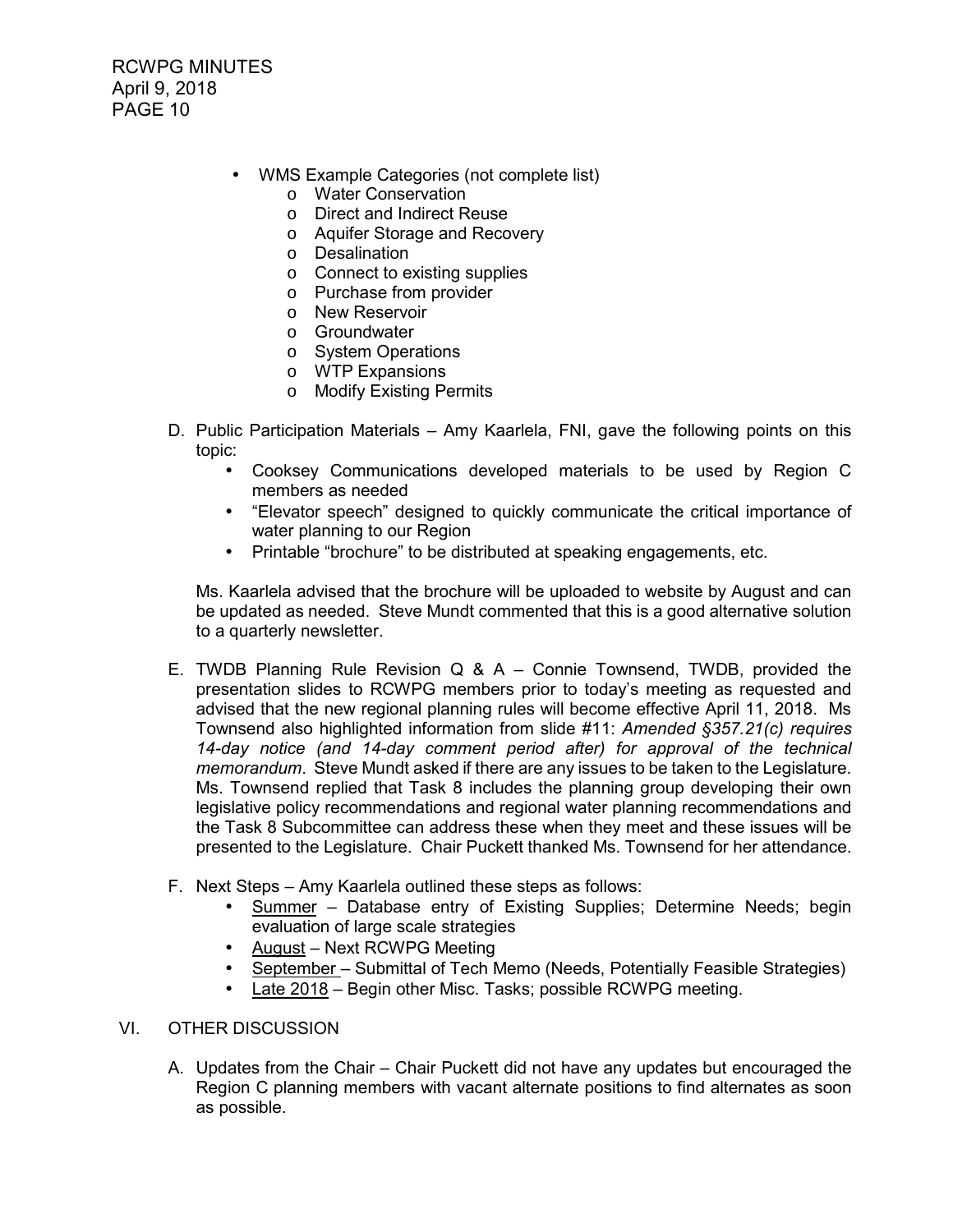- WMS Example Categories (not complete list)
  - Water Conservation
  - Direct and Indirect Reuse
  - Aquifer Storage and Recovery
  - Desalination
  - Connect to existing supplies
  - Purchase from provider
  - New Reservoir
  - Groundwater
  - System Operations
  - WTP Expansions
  - Modify Existing Permits

D. Public Participation Materials – Amy Kaarlela, FNI, gave the following points on this topic:
   - Cooksey Communications developed materials to be used by Region C members as needed
   - “Elevator speech” designed to quickly communicate the critical importance of water planning to our Region
   - Printable “brochure” to be distributed at speaking engagements, etc.

   Ms. Kaarlela advised that the brochure will be uploaded to website by August and can be updated as needed. Steve Mundt commented that this is a good alternative solution to a quarterly newsletter.

E. TWDB Planning Rule Revision Q & A – Connie Townsend, TWDB, provided the presentation slides to RCWPG members prior to today’s meeting as requested and advised that the new regional planning rules will become effective April 11, 2018. Ms Townsend also highlighted information from slide #11: *Amended §357.21(c) requires 14-day notice (and 14-day comment period after) for approval of the technical memorandum*. Steve Mundt asked if there are any issues to be taken to the Legislature. Ms. Townsend replied that Task 8 includes the planning group developing their own legislative policy recommendations and regional water planning recommendations and the Task 8 Subcommittee can address these when they meet and these issues will be presented to the Legislature. Chair Puckett thanked Ms. Townsend for her attendance.

F. Next Steps – Amy Kaarlela outlined these steps as follows:
   - <u>Summer</u> – Database entry of Existing Supplies; Determine Needs; begin evaluation of large scale strategies
   - <u>August</u> – Next RCWPG Meeting
   - <u>September</u> – Submittal of Tech Memo (Needs, Potentially Feasible Strategies)
   - <u>Late 2018</u> – Begin other Misc. Tasks; possible RCWPG meeting.

## VI. OTHER DISCUSSION

A. Updates from the Chair – Chair Puckett did not have any updates but encouraged the Region C planning members with vacant alternate positions to find alternates as soon as possible.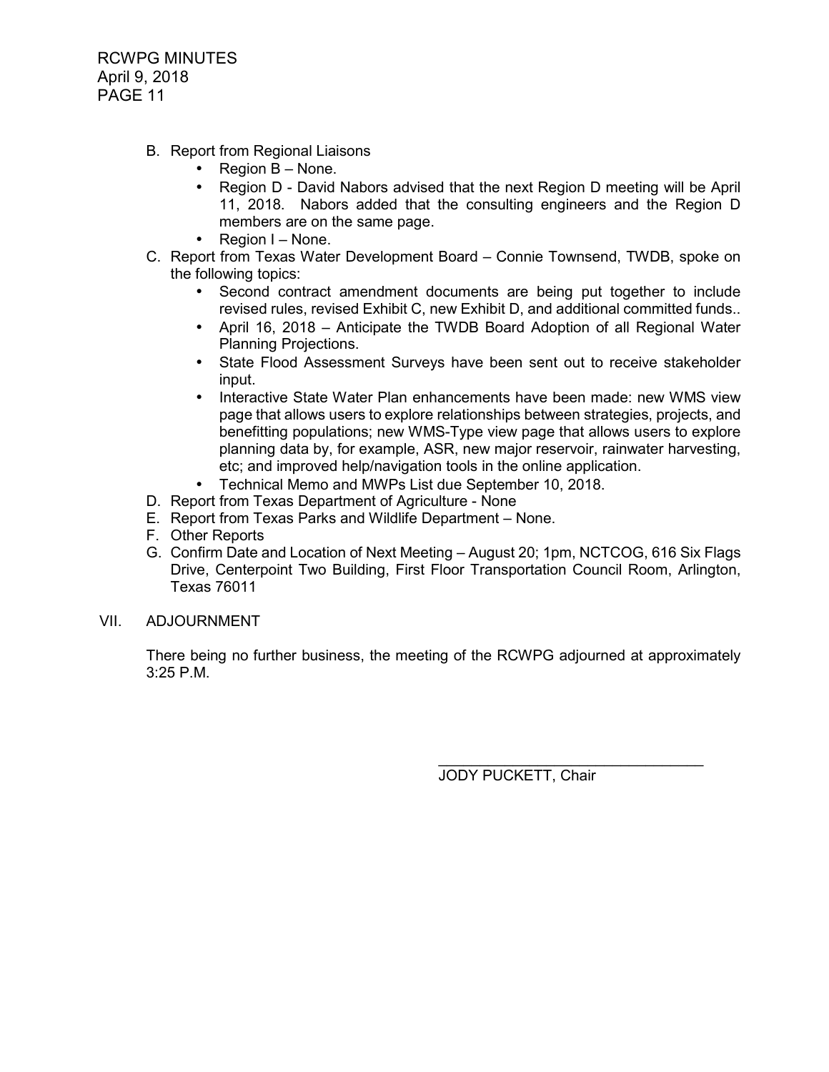B. Report from Regional Liaisons
   - Region B – None.
   - Region D - David Nabors advised that the next Region D meeting will be April 11, 2018. Nabors added that the consulting engineers and the Region D members are on the same page.
   - Region I – None.

C. Report from Texas Water Development Board – Connie Townsend, TWDB, spoke on the following topics:
   - Second contract amendment documents are being put together to include revised rules, revised Exhibit C, new Exhibit D, and additional committed funds..
   - April 16, 2018 – Anticipate the TWDB Board Adoption of all Regional Water Planning Projections.
   - State Flood Assessment Surveys have been sent out to receive stakeholder input.
   - Interactive State Water Plan enhancements have been made: new WMS view page that allows users to explore relationships between strategies, projects, and benefitting populations; new WMS-Type view page that allows users to explore planning data by, for example, ASR, new major reservoir, rainwater harvesting, etc; and improved help/navigation tools in the online application.
   - Technical Memo and MWPs List due September 10, 2018.

D. Report from Texas Department of Agriculture - None

E. Report from Texas Parks and Wildlife Department – None.

F. Other Reports

G. Confirm Date and Location of Next Meeting – August 20; 1pm, NCTCOG, 616 Six Flags Drive, Centerpoint Two Building, First Floor Transportation Council Room, Arlington, Texas 76011

VII. ADJOURNMENT

There being no further business, the meeting of the RCWPG adjourned at approximately 3:25 P.M.

\_\_\_\_\_\_\_\_\_\_\_\_\_\_\_\_\_\_\_\_\_\_\_\_\_\_\_\_\_\_\_\_

JODY PUCKETT, Chair